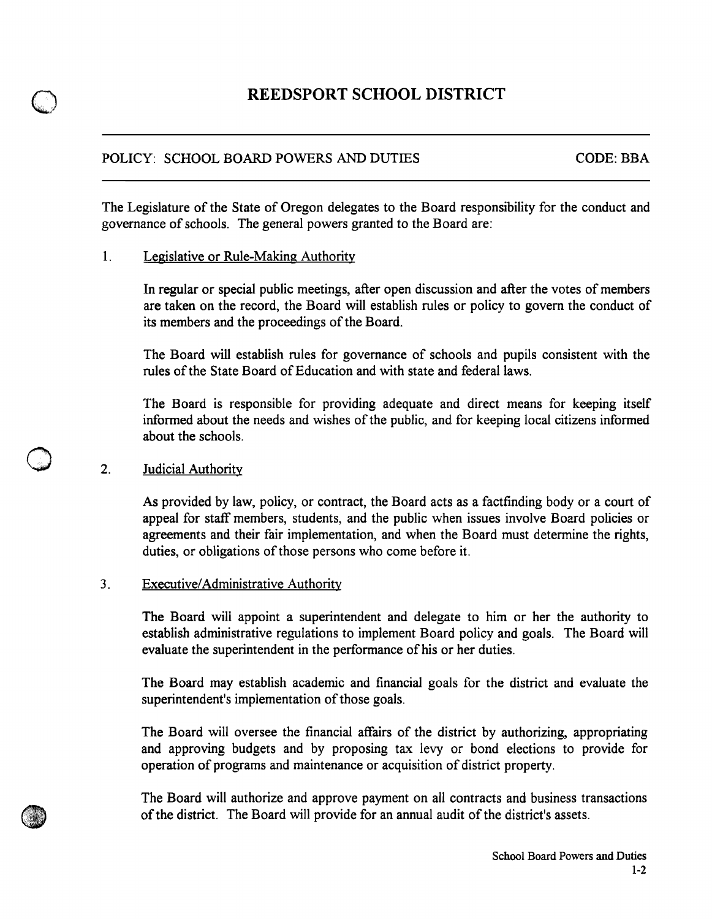# REEDSPORT SCHOOL DISTRICT

POLICY: SCHOOL BOARD POWERS AND DUTIES CODE: BBA

The Legislature of the State of Oregon delegates to the Board responsibility for the conduct and governance of schools. The general powers granted to the Board are:

1. Legislative or Rule-Making Authority

   In regular or special public meetings, after open discussion and after the votes of members are taken on the record, the Board will establish rules or policy to govern the conduct of its members and the proceedings of the Board.

   The Board will establish rules for governance of schools and pupils consistent with the rules of the State Board of Education and with state and federal laws.

   The Board is responsible for providing adequate and direct means for keeping itself informed about the needs and wishes of the public, and for keeping local citizens informed about the schools.

2. Judicial Authority

   As provided by law, policy, or contract, the Board acts as a factfinding body or a court of appeal for staff members, students, and the public when issues involve Board policies or agreements and their fair implementation, and when the Board must determine the rights, duties, or obligations of those persons who come before it.

3. Executive/Administrative Authority

   The Board will appoint a superintendent and delegate to him or her the authority to establish administrative regulations to implement Board policy and goals. The Board will evaluate the superintendent in the performance of his or her duties.

   The Board may establish academic and financial goals for the district and evaluate the superintendent's implementation of those goals.

   The Board will oversee the financial affairs of the district by authorizing, appropriating and approving budgets and by proposing tax levy or bond elections to provide for operation of programs and maintenance or acquisition of district property.

   The Board will authorize and approve payment on all contracts and business transactions of the district. The Board will provide for an annual audit of the district's assets.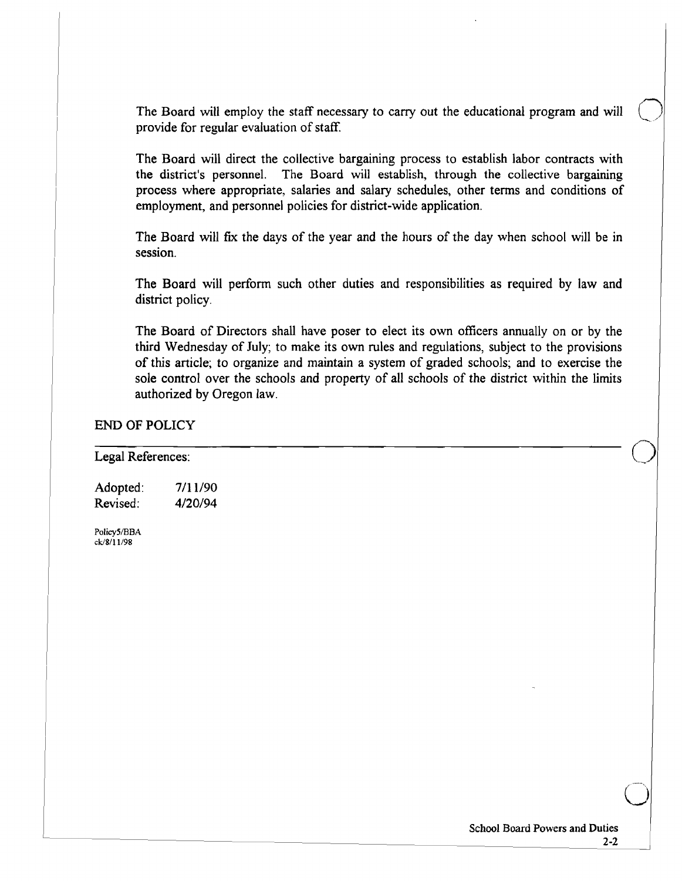The Board will employ the staff necessary to carry out the educational program and will provide for regular evaluation of staff.

The Board will direct the collective bargaining process to establish labor contracts with the district's personnel. The Board will establish, through the collective bargaining process where appropriate, salaries and salary schedules, other terms and conditions of employment, and personnel policies for district-wide application.

The Board will fix the days of the year and the hours of the day when school will be in session.

The Board will perform such other duties and responsibilities as required by law and district policy.

The Board of Directors shall have poser to elect its own officers annually on or by the third Wednesday of July; to make its own rules and regulations, subject to the provisions of this article; to organize and maintain a system of graded schools; and to exercise the sole control over the schools and property of all schools of the district within the limits authorized by Oregon law.

END OF POLICY

---

Legal References:

| | |
|---|---|
| Adopted: | 7/11/90 |
| Revised: | 4/20/94 |

Policy5/BBA
ck/8/11/98

School Board Powers and Duties